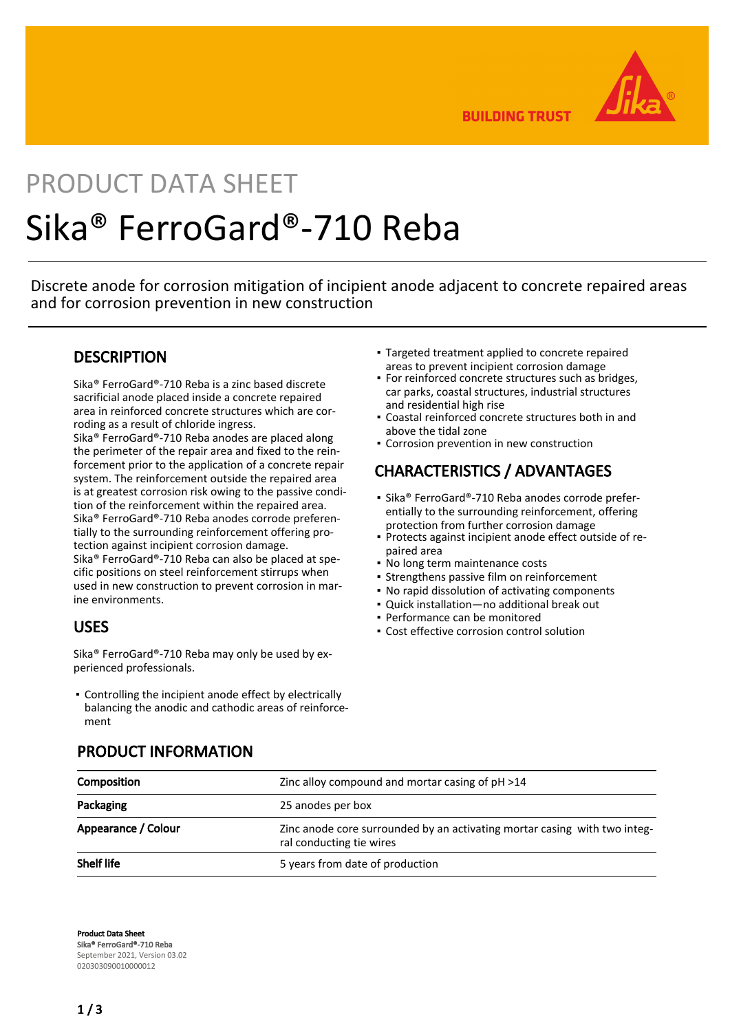PRODUCT DATA SHEET

# Sika® FerroGard®-710 Reba

Discrete anode for corrosion mitigation of incipient anode adjacent to concrete repaired areas and for corrosion prevention in new construction

## DESCRIPTION

Sika® FerroGard®-710 Reba is a zinc based discrete sacrificial anode placed inside a concrete repaired area in reinforced concrete structures which are corroding as a result of chloride ingress.
Sika® FerroGard®-710 Reba anodes are placed along the perimeter of the repair area and fixed to the reinforcement prior to the application of a concrete repair system. The reinforcement outside the repaired area is at greatest corrosion risk owing to the passive condition of the reinforcement within the repaired area.
Sika® FerroGard®-710 Reba anodes corrode preferentially to the surrounding reinforcement offering protection against incipient corrosion damage.
Sika® FerroGard®-710 Reba can also be placed at specific positions on steel reinforcement stirrups when used in new construction to prevent corrosion in marine environments.

## USES

Sika® FerroGard®-710 Reba may only be used by experienced professionals.

- Controlling the incipient anode effect by electrically balancing the anodic and cathodic areas of reinforcement
- Targeted treatment applied to concrete repaired areas to prevent incipient corrosion damage
- For reinforced concrete structures such as bridges, car parks, coastal structures, industrial structures and residential high rise
- Coastal reinforced concrete structures both in and above the tidal zone
- Corrosion prevention in new construction

## CHARACTERISTICS / ADVANTAGES

- Sika® FerroGard®-710 Reba anodes corrode preferentially to the surrounding reinforcement, offering protection from further corrosion damage
- Protects against incipient anode effect outside of repaired area
- No long term maintenance costs
- Strengthens passive film on reinforcement
- No rapid dissolution of activating components
- Quick installation—no additional break out
- Performance can be monitored
- Cost effective corrosion control solution

## PRODUCT INFORMATION

| | |
|---|---|
| **Composition** | Zinc alloy compound and mortar casing of pH >14 |
| **Packaging** | 25 anodes per box |
| **Appearance / Colour** | Zinc anode core surrounded by an activating mortar casing with two integral conducting tie wires |
| **Shelf life** | 5 years from date of production |

**Product Data Sheet**
**Sika® FerroGard®-710 Reba**
September 2021, Version 03.02
020303090010000012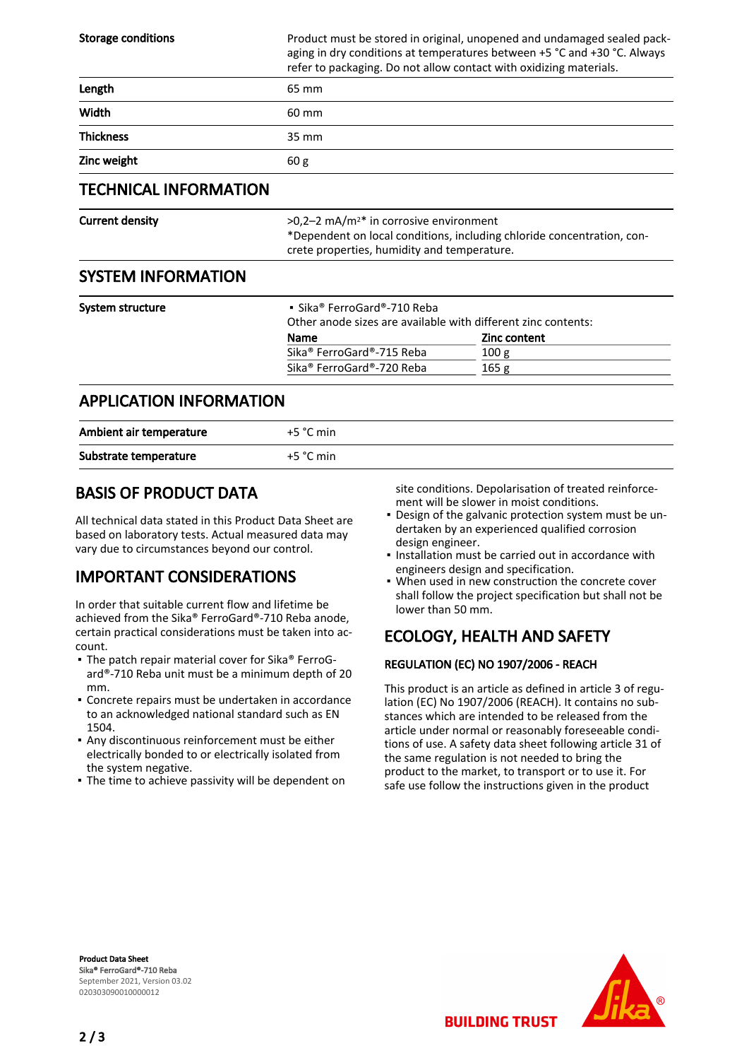| | |
|---|---|
| **Storage conditions** | Product must be stored in original, unopened and undamaged sealed packaging in dry conditions at temperatures between +5 °C and +30 °C. Always refer to packaging. Do not allow contact with oxidizing materials. |
| **Length** | 65 mm |
| **Width** | 60 mm |
| **Thickness** | 35 mm |
| **Zinc weight** | 60 g |

## TECHNICAL INFORMATION

| | |
|---|---|
| **Current density** | >0,2–2 mA/m²* in corrosive environment<br>*Dependent on local conditions, including chloride concentration, concrete properties, humidity and temperature. |

## SYSTEM INFORMATION

**System structure**

- Sika® FerroGard®-710 Reba

Other anode sizes are available with different zinc contents:

| Name | Zinc content |
|---|---|
| Sika® FerroGard®-715 Reba | 100 g |
| Sika® FerroGard®-720 Reba | 165 g |

## APPLICATION INFORMATION

| | |
|---|---|
| **Ambient air temperature** | +5 °C min |
| **Substrate temperature** | +5 °C min |

## BASIS OF PRODUCT DATA

All technical data stated in this Product Data Sheet are based on laboratory tests. Actual measured data may vary due to circumstances beyond our control.

## IMPORTANT CONSIDERATIONS

In order that suitable current flow and lifetime be achieved from the Sika® FerroGard®-710 Reba anode, certain practical considerations must be taken into account.

- The patch repair material cover for Sika® FerroGard®-710 Reba unit must be a minimum depth of 20 mm.
- Concrete repairs must be undertaken in accordance to an acknowledged national standard such as EN 1504.
- Any discontinuous reinforcement must be either electrically bonded to or electrically isolated from the system negative.
- The time to achieve passivity will be dependent on site conditions. Depolarisation of treated reinforcement will be slower in moist conditions.
- Design of the galvanic protection system must be undertaken by an experienced qualified corrosion design engineer.
- Installation must be carried out in accordance with engineers design and specification.
- When used in new construction the concrete cover shall follow the project specification but shall not be lower than 50 mm.

## ECOLOGY, HEALTH AND SAFETY

### REGULATION (EC) NO 1907/2006 - REACH

This product is an article as defined in article 3 of regulation (EC) No 1907/2006 (REACH). It contains no substances which are intended to be released from the article under normal or reasonably foreseeable conditions of use. A safety data sheet following article 31 of the same regulation is not needed to bring the product to the market, to transport or to use it. For safe use follow the instructions given in the product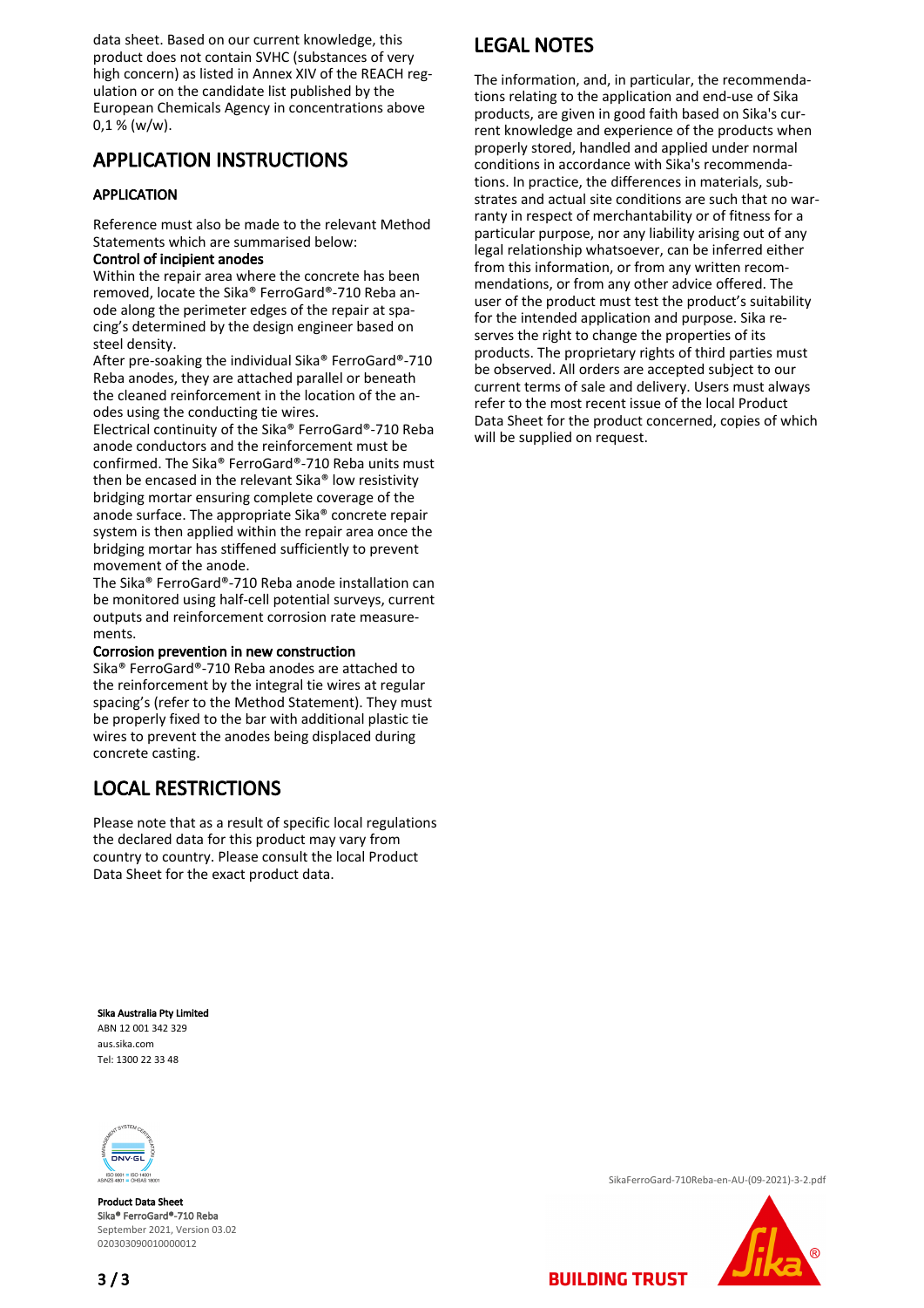data sheet. Based on our current knowledge, this product does not contain SVHC (substances of very high concern) as listed in Annex XIV of the REACH regulation or on the candidate list published by the European Chemicals Agency in concentrations above 0,1 % (w/w).

## APPLICATION INSTRUCTIONS

### APPLICATION

Reference must also be made to the relevant Method Statements which are summarised below:

**Control of incipient anodes**

Within the repair area where the concrete has been removed, locate the Sika® FerroGard®-710 Reba anode along the perimeter edges of the repair at spacing's determined by the design engineer based on steel density.

After pre-soaking the individual Sika® FerroGard®-710 Reba anodes, they are attached parallel or beneath the cleaned reinforcement in the location of the anodes using the conducting tie wires.

Electrical continuity of the Sika® FerroGard®-710 Reba anode conductors and the reinforcement must be confirmed. The Sika® FerroGard®-710 Reba units must then be encased in the relevant Sika® low resistivity bridging mortar ensuring complete coverage of the anode surface. The appropriate Sika® concrete repair system is then applied within the repair area once the bridging mortar has stiffened sufficiently to prevent movement of the anode.

The Sika® FerroGard®-710 Reba anode installation can be monitored using half-cell potential surveys, current outputs and reinforcement corrosion rate measurements.

**Corrosion prevention in new construction**

Sika® FerroGard®-710 Reba anodes are attached to the reinforcement by the integral tie wires at regular spacing's (refer to the Method Statement). They must be properly fixed to the bar with additional plastic tie wires to prevent the anodes being displaced during concrete casting.

## LOCAL RESTRICTIONS

Please note that as a result of specific local regulations the declared data for this product may vary from country to country. Please consult the local Product Data Sheet for the exact product data.

## LEGAL NOTES

The information, and, in particular, the recommendations relating to the application and end-use of Sika products, are given in good faith based on Sika's current knowledge and experience of the products when properly stored, handled and applied under normal conditions in accordance with Sika's recommendations. In practice, the differences in materials, substrates and actual site conditions are such that no warranty in respect of merchantability or of fitness for a particular purpose, nor any liability arising out of any legal relationship whatsoever, can be inferred either from this information, or from any written recommendations, or from any other advice offered. The user of the product must test the product's suitability for the intended application and purpose. Sika reserves the right to change the properties of its products. The proprietary rights of third parties must be observed. All orders are accepted subject to our current terms of sale and delivery. Users must always refer to the most recent issue of the local Product Data Sheet for the product concerned, copies of which will be supplied on request.

**Sika Australia Pty Limited**
ABN 12 001 342 329
aus.sika.com
Tel: 1300 22 33 48

**Product Data Sheet**
**Sika® FerroGard®-710 Reba**
September 2021, Version 03.02
020303090010000012

SikaFerroGard-710Reba-en-AU-(09-2021)-3-2.pdf